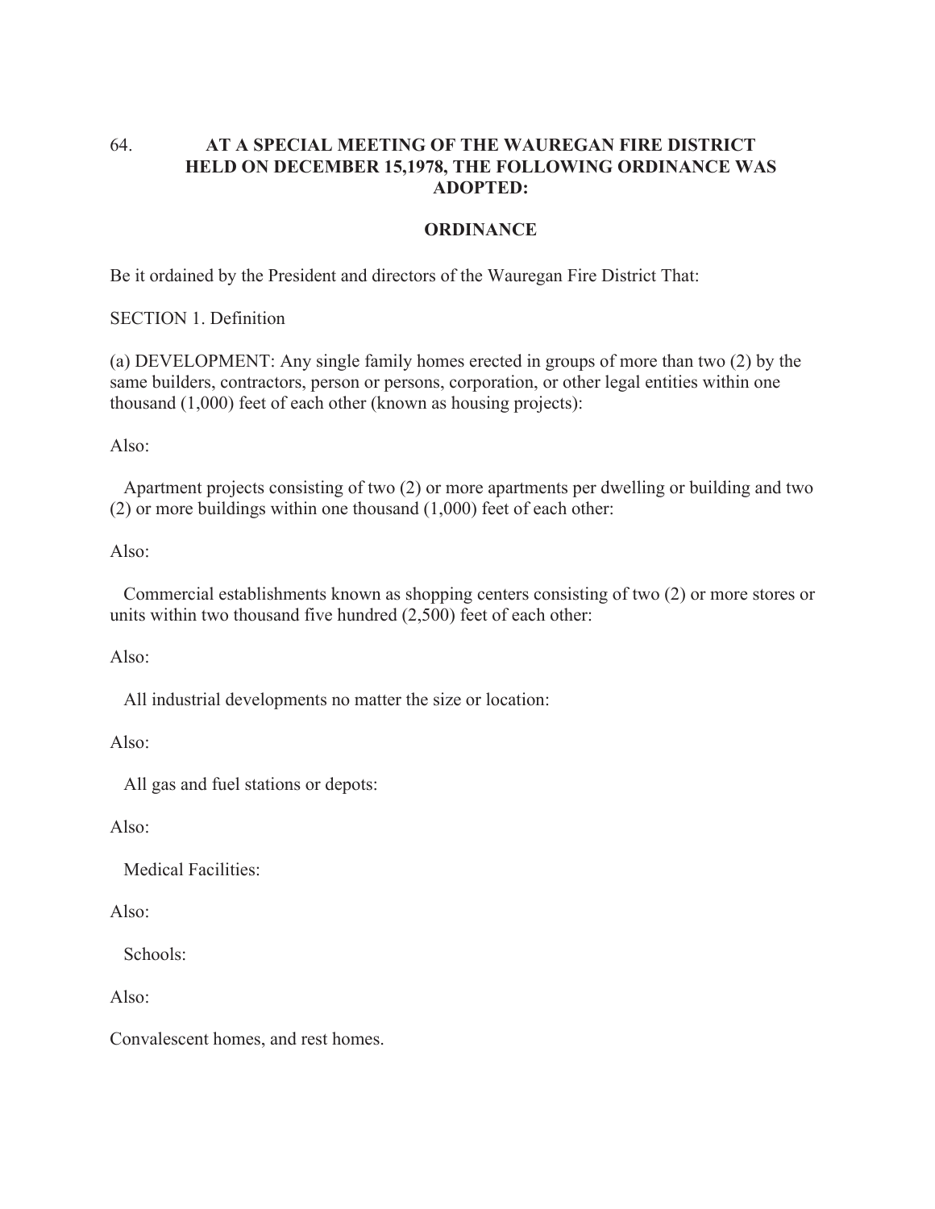64. **AT A SPECIAL MEETING OF THE WAUREGAN FIRE DISTRICT HELD ON DECEMBER 15,1978, THE FOLLOWING ORDINANCE WAS ADOPTED:**

## ORDINANCE

Be it ordained by the President and directors of the Wauregan Fire District That:

SECTION 1. Definition

(a) DEVELOPMENT: Any single family homes erected in groups of more than two (2) by the same builders, contractors, person or persons, corporation, or other legal entities within one thousand (1,000) feet of each other (known as housing projects):

Also:

Apartment projects consisting of two (2) or more apartments per dwelling or building and two (2) or more buildings within one thousand (1,000) feet of each other:

Also:

Commercial establishments known as shopping centers consisting of two (2) or more stores or units within two thousand five hundred (2,500) feet of each other:

Also:

All industrial developments no matter the size or location:

Also:

All gas and fuel stations or depots:

Also:

Medical Facilities:

Also:

Schools:

Also:

Convalescent homes, and rest homes.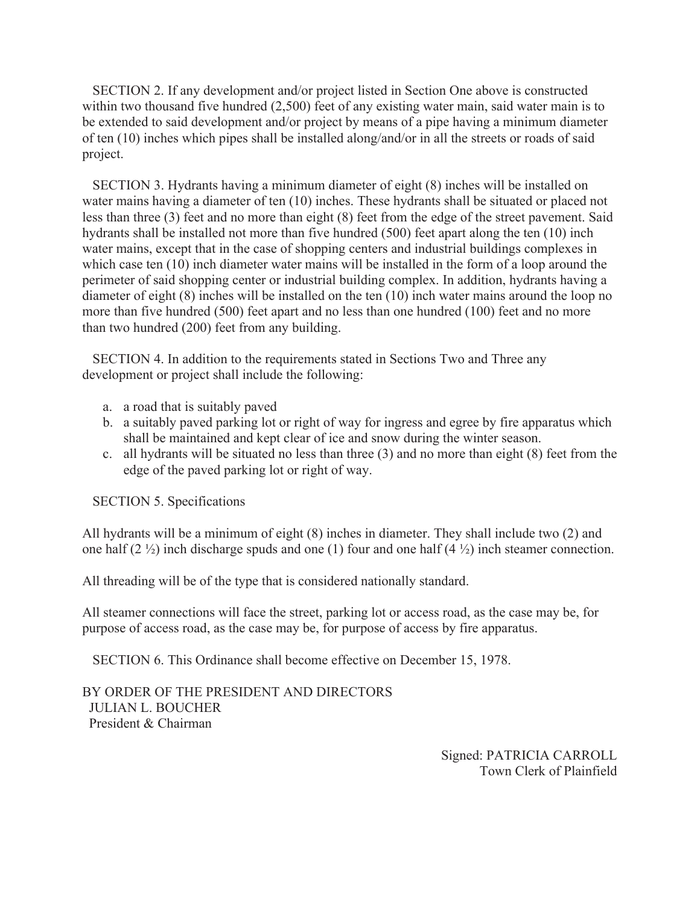SECTION 2. If any development and/or project listed in Section One above is constructed within two thousand five hundred (2,500) feet of any existing water main, said water main is to be extended to said development and/or project by means of a pipe having a minimum diameter of ten (10) inches which pipes shall be installed along/and/or in all the streets or roads of said project.

SECTION 3. Hydrants having a minimum diameter of eight (8) inches will be installed on water mains having a diameter of ten (10) inches. These hydrants shall be situated or placed not less than three (3) feet and no more than eight (8) feet from the edge of the street pavement. Said hydrants shall be installed not more than five hundred (500) feet apart along the ten (10) inch water mains, except that in the case of shopping centers and industrial buildings complexes in which case ten (10) inch diameter water mains will be installed in the form of a loop around the perimeter of said shopping center or industrial building complex. In addition, hydrants having a diameter of eight (8) inches will be installed on the ten (10) inch water mains around the loop no more than five hundred (500) feet apart and no less than one hundred (100) feet and no more than two hundred (200) feet from any building.

SECTION 4. In addition to the requirements stated in Sections Two and Three any development or project shall include the following:

a. a road that is suitably paved
b. a suitably paved parking lot or right of way for ingress and egree by fire apparatus which shall be maintained and kept clear of ice and snow during the winter season.
c. all hydrants will be situated no less than three (3) and no more than eight (8) feet from the edge of the paved parking lot or right of way.

SECTION 5. Specifications

All hydrants will be a minimum of eight (8) inches in diameter. They shall include two (2) and one half (2 ½) inch discharge spuds and one (1) four and one half (4 ½) inch steamer connection.

All threading will be of the type that is considered nationally standard.

All steamer connections will face the street, parking lot or access road, as the case may be, for purpose of access road, as the case may be, for purpose of access by fire apparatus.

SECTION 6. This Ordinance shall become effective on December 15, 1978.

BY ORDER OF THE PRESIDENT AND DIRECTORS
JULIAN L. BOUCHER
President & Chairman

Signed: PATRICIA CARROLL
Town Clerk of Plainfield